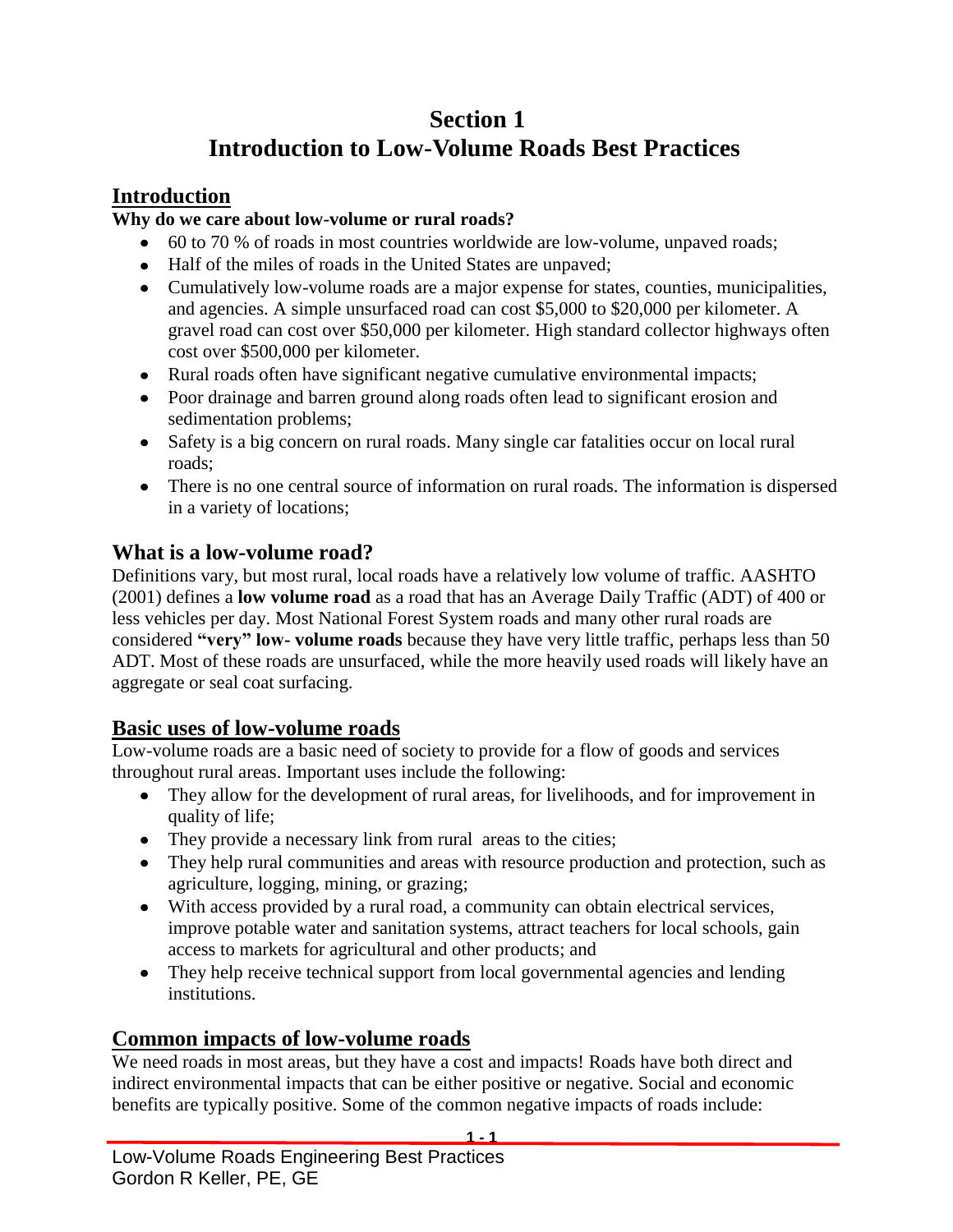# Section 1
# Introduction to Low-Volume Roads Best Practices

## Introduction

**Why do we care about low-volume or rural roads?**

- 60 to 70 % of roads in most countries worldwide are low-volume, unpaved roads;
- Half of the miles of roads in the United States are unpaved;
- Cumulatively low-volume roads are a major expense for states, counties, municipalities, and agencies. A simple unsurfaced road can cost $5,000 to $20,000 per kilometer. A gravel road can cost over $50,000 per kilometer. High standard collector highways often cost over $500,000 per kilometer.
- Rural roads often have significant negative cumulative environmental impacts;
- Poor drainage and barren ground along roads often lead to significant erosion and sedimentation problems;
- Safety is a big concern on rural roads. Many single car fatalities occur on local rural roads;
- There is no one central source of information on rural roads. The information is dispersed in a variety of locations;

## What is a low-volume road?

Definitions vary, but most rural, local roads have a relatively low volume of traffic. AASHTO (2001) defines a **low volume road** as a road that has an Average Daily Traffic (ADT) of 400 or less vehicles per day. Most National Forest System roads and many other rural roads are considered **"very" low- volume roads** because they have very little traffic, perhaps less than 50 ADT. Most of these roads are unsurfaced, while the more heavily used roads will likely have an aggregate or seal coat surfacing.

## Basic uses of low-volume roads

Low-volume roads are a basic need of society to provide for a flow of goods and services throughout rural areas. Important uses include the following:

- They allow for the development of rural areas, for livelihoods, and for improvement in quality of life;
- They provide a necessary link from rural areas to the cities;
- They help rural communities and areas with resource production and protection, such as agriculture, logging, mining, or grazing;
- With access provided by a rural road, a community can obtain electrical services, improve potable water and sanitation systems, attract teachers for local schools, gain access to markets for agricultural and other products; and
- They help receive technical support from local governmental agencies and lending institutions.

## Common impacts of low-volume roads

We need roads in most areas, but they have a cost and impacts! Roads have both direct and indirect environmental impacts that can be either positive or negative. Social and economic benefits are typically positive. Some of the common negative impacts of roads include: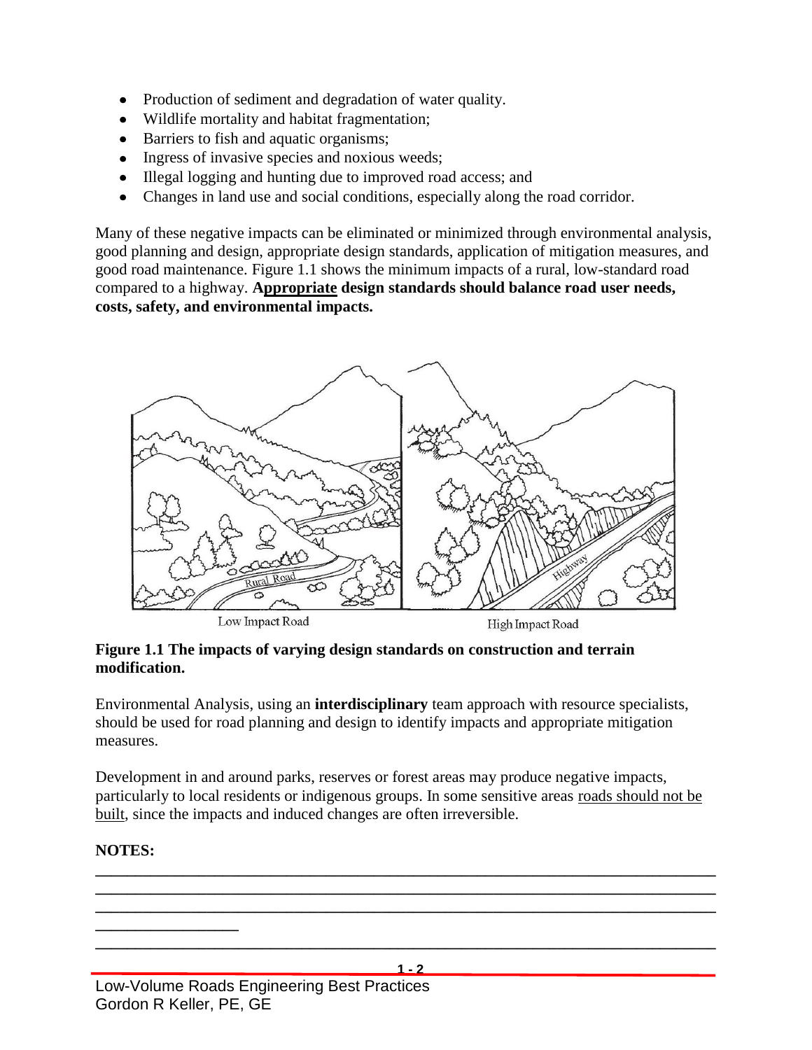- Production of sediment and degradation of water quality.
- Wildlife mortality and habitat fragmentation;
- Barriers to fish and aquatic organisms;
- Ingress of invasive species and noxious weeds;
- Illegal logging and hunting due to improved road access; and
- Changes in land use and social conditions, especially along the road corridor.

Many of these negative impacts can be eliminated or minimized through environmental analysis, good planning and design, appropriate design standards, application of mitigation measures, and good road maintenance. Figure 1.1 shows the minimum impacts of a rural, low-standard road compared to a highway. **Appropriate design standards should balance road user needs, costs, safety, and environmental impacts.**

**Figure 1.1 The impacts of varying design standards on construction and terrain modification.**

Environmental Analysis, using an **interdisciplinary** team approach with resource specialists, should be used for road planning and design to identify impacts and appropriate mitigation measures.

Development in and around parks, reserves or forest areas may produce negative impacts, particularly to local residents or indigenous groups. In some sensitive areas roads should not be built, since the impacts and induced changes are often irreversible.

**NOTES:**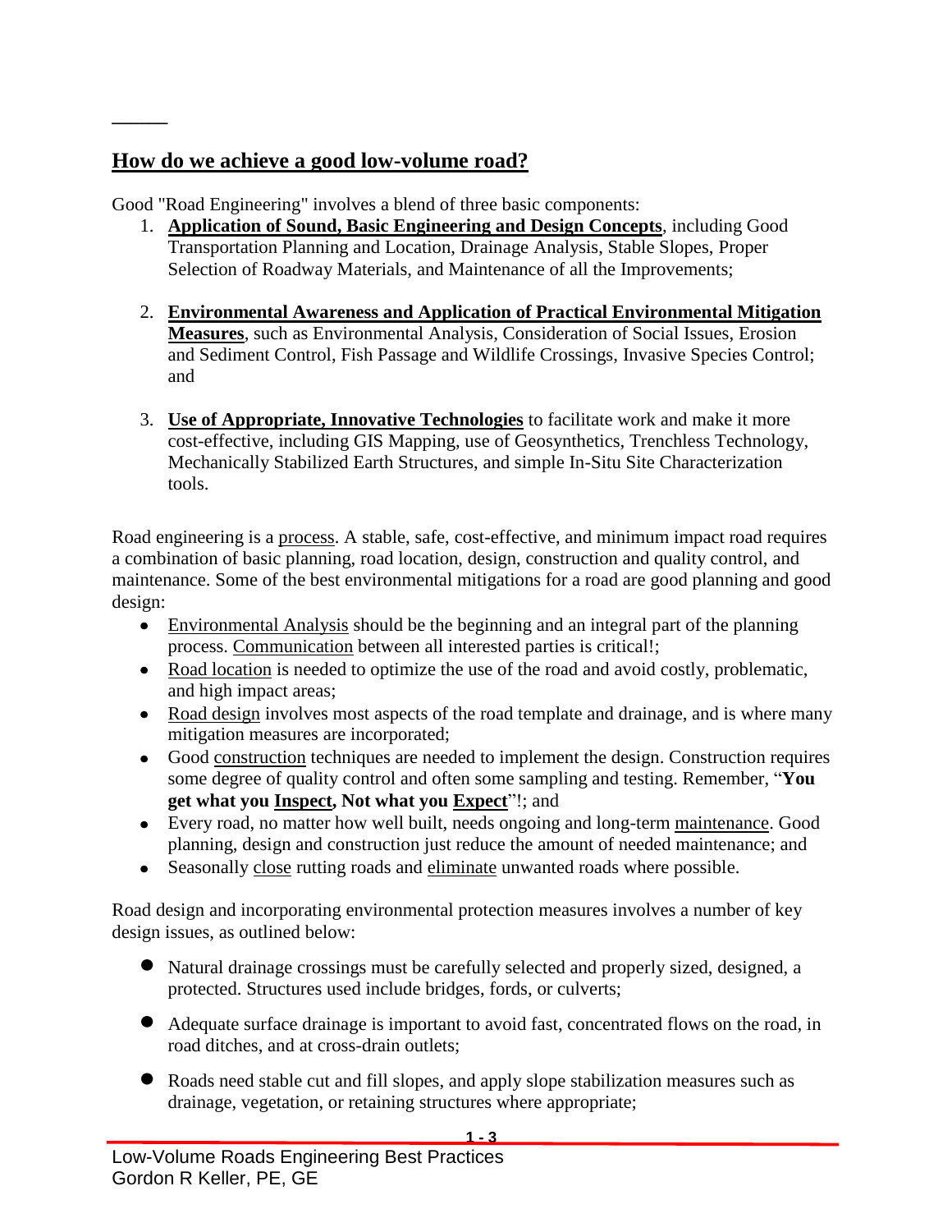## How do we achieve a good low-volume road?

Good "Road Engineering" involves a blend of three basic components:

1. **Application of Sound, Basic Engineering and Design Concepts**, including Good Transportation Planning and Location, Drainage Analysis, Stable Slopes, Proper Selection of Roadway Materials, and Maintenance of all the Improvements;

2. **Environmental Awareness and Application of Practical Environmental Mitigation Measures**, such as Environmental Analysis, Consideration of Social Issues, Erosion and Sediment Control, Fish Passage and Wildlife Crossings, Invasive Species Control; and

3. **Use of Appropriate, Innovative Technologies** to facilitate work and make it more cost-effective, including GIS Mapping, use of Geosynthetics, Trenchless Technology, Mechanically Stabilized Earth Structures, and simple In-Situ Site Characterization tools.

Road engineering is a process. A stable, safe, cost-effective, and minimum impact road requires a combination of basic planning, road location, design, construction and quality control, and maintenance. Some of the best environmental mitigations for a road are good planning and good design:

- Environmental Analysis should be the beginning and an integral part of the planning process. Communication between all interested parties is critical!;
- Road location is needed to optimize the use of the road and avoid costly, problematic, and high impact areas;
- Road design involves most aspects of the road template and drainage, and is where many mitigation measures are incorporated;
- Good construction techniques are needed to implement the design. Construction requires some degree of quality control and often some sampling and testing. Remember, "**You get what you Inspect, Not what you Expect**"!; and
- Every road, no matter how well built, needs ongoing and long-term maintenance. Good planning, design and construction just reduce the amount of needed maintenance; and
- Seasonally close rutting roads and eliminate unwanted roads where possible.

Road design and incorporating environmental protection measures involves a number of key design issues, as outlined below:

- Natural drainage crossings must be carefully selected and properly sized, designed, a protected. Structures used include bridges, fords, or culverts;
- Adequate surface drainage is important to avoid fast, concentrated flows on the road, in road ditches, and at cross-drain outlets;
- Roads need stable cut and fill slopes, and apply slope stabilization measures such as drainage, vegetation, or retaining structures where appropriate;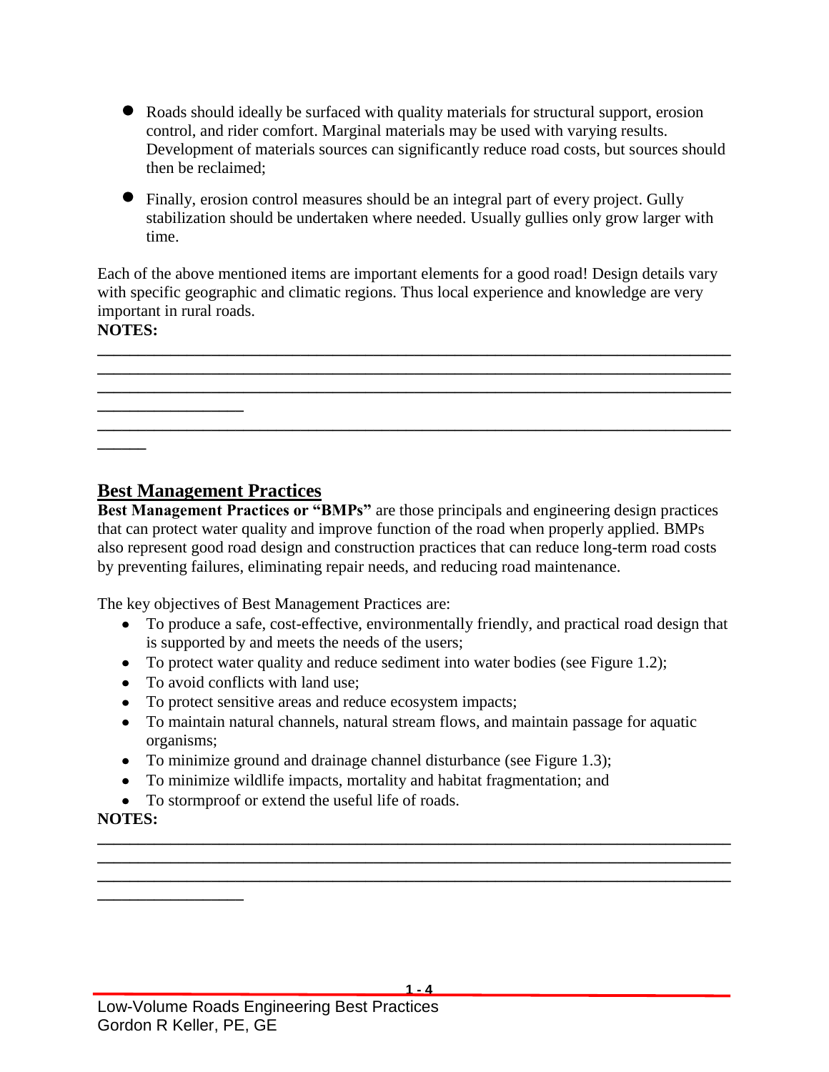- Roads should ideally be surfaced with quality materials for structural support, erosion control, and rider comfort. Marginal materials may be used with varying results. Development of materials sources can significantly reduce road costs, but sources should then be reclaimed;
- Finally, erosion control measures should be an integral part of every project. Gully stabilization should be undertaken where needed. Usually gullies only grow larger with time.

Each of the above mentioned items are important elements for a good road! Design details vary with specific geographic and climatic regions. Thus local experience and knowledge are very important in rural roads.

**NOTES:**

________________________________________________________________________________
________________________________________________________________________________
________________________________________________________________________________
__________________
________________________________________________________________________________
______

## Best Management Practices

**Best Management Practices or "BMPs"** are those principals and engineering design practices that can protect water quality and improve function of the road when properly applied. BMPs also represent good road design and construction practices that can reduce long-term road costs by preventing failures, eliminating repair needs, and reducing road maintenance.

The key objectives of Best Management Practices are:

- To produce a safe, cost-effective, environmentally friendly, and practical road design that is supported by and meets the needs of the users;
- To protect water quality and reduce sediment into water bodies (see Figure 1.2);
- To avoid conflicts with land use;
- To protect sensitive areas and reduce ecosystem impacts;
- To maintain natural channels, natural stream flows, and maintain passage for aquatic organisms;
- To minimize ground and drainage channel disturbance (see Figure 1.3);
- To minimize wildlife impacts, mortality and habitat fragmentation; and
- To stormproof or extend the useful life of roads.

**NOTES:**

________________________________________________________________________________
________________________________________________________________________________
________________________________________________________________________________
__________________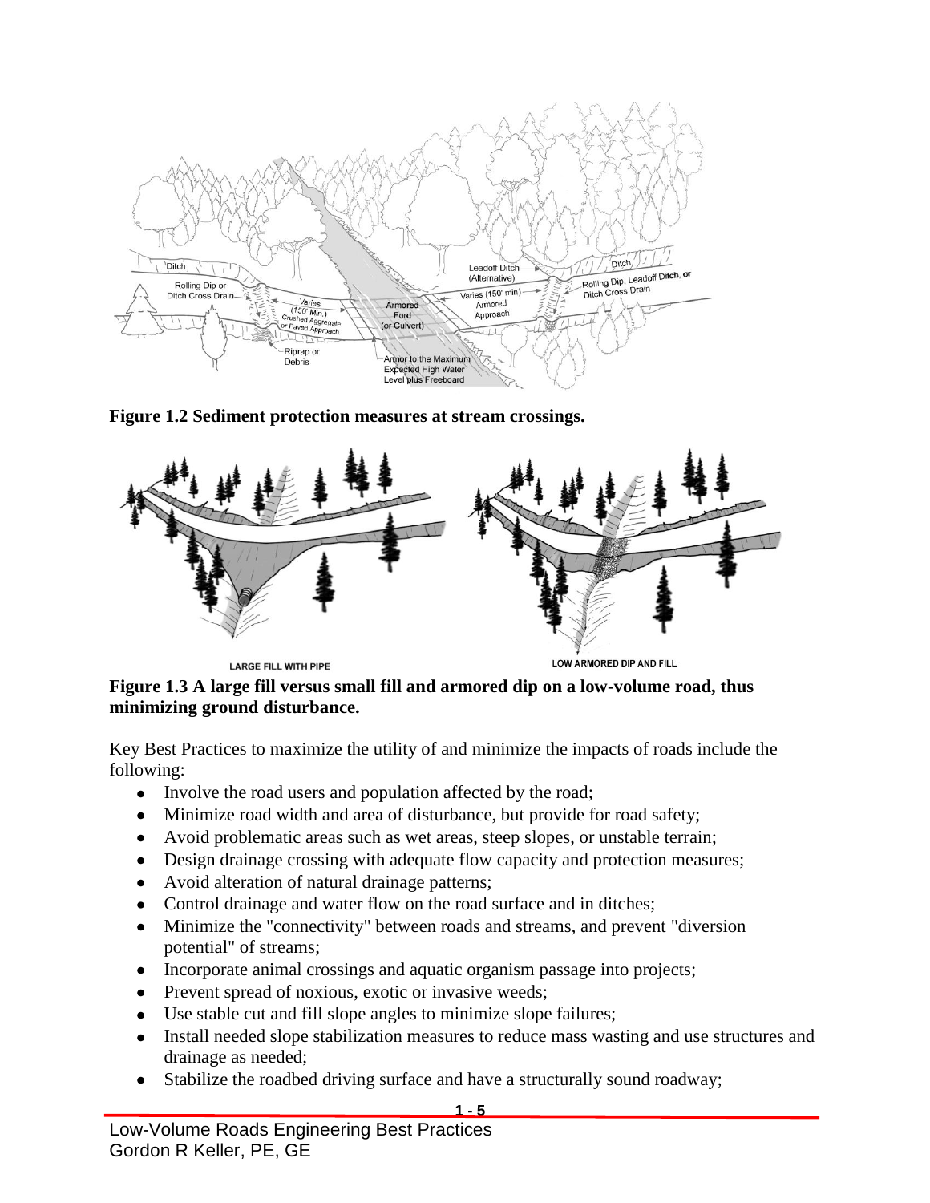**Figure 1.2 Sediment protection measures at stream crossings.**

**Figure 1.3 A large fill versus small fill and armored dip on a low-volume road, thus minimizing ground disturbance.**

Key Best Practices to maximize the utility of and minimize the impacts of roads include the following:

- Involve the road users and population affected by the road;
- Minimize road width and area of disturbance, but provide for road safety;
- Avoid problematic areas such as wet areas, steep slopes, or unstable terrain;
- Design drainage crossing with adequate flow capacity and protection measures;
- Avoid alteration of natural drainage patterns;
- Control drainage and water flow on the road surface and in ditches;
- Minimize the "connectivity" between roads and streams, and prevent "diversion potential" of streams;
- Incorporate animal crossings and aquatic organism passage into projects;
- Prevent spread of noxious, exotic or invasive weeds;
- Use stable cut and fill slope angles to minimize slope failures;
- Install needed slope stabilization measures to reduce mass wasting and use structures and drainage as needed;
- Stabilize the roadbed driving surface and have a structurally sound roadway;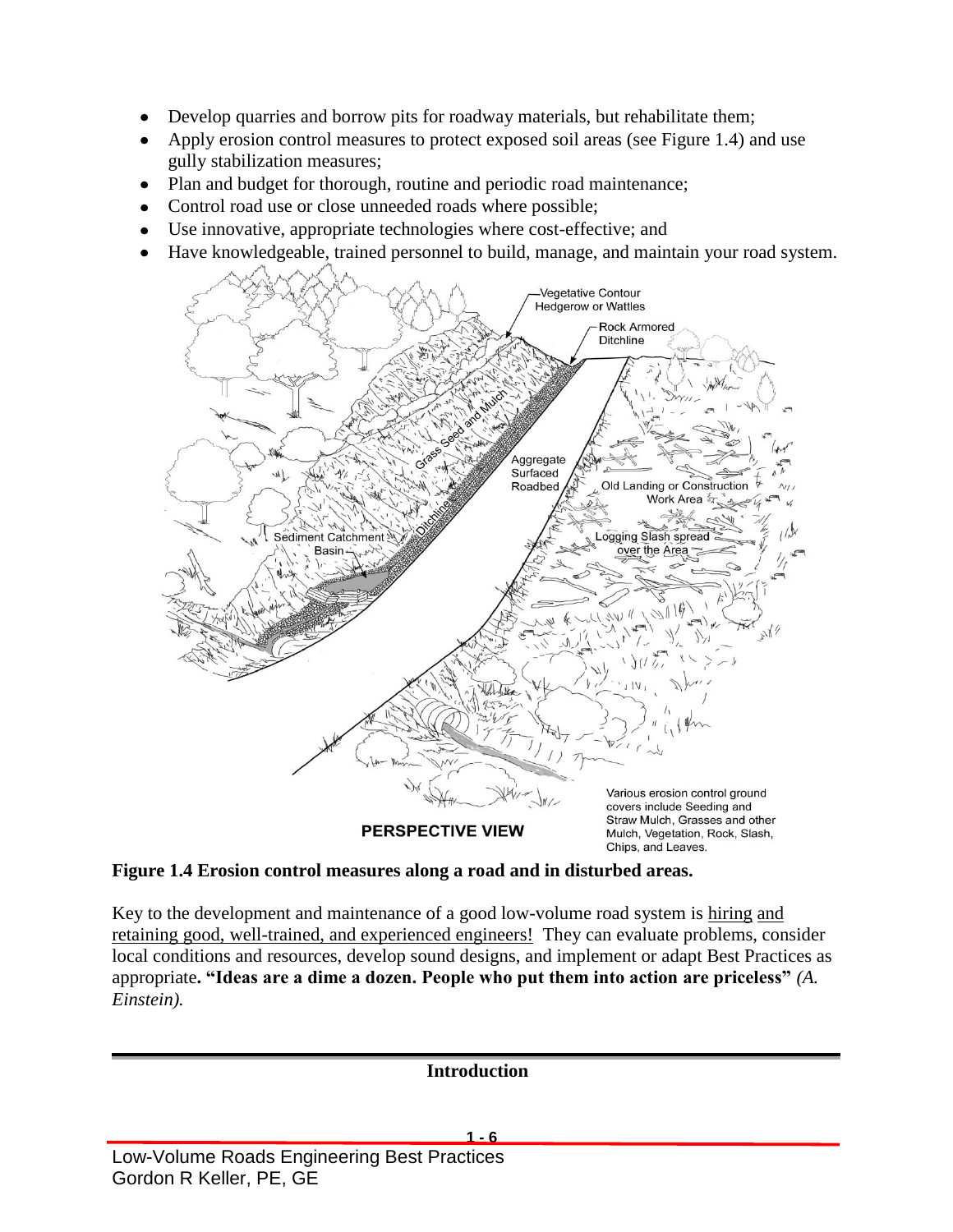- Develop quarries and borrow pits for roadway materials, but rehabilitate them;
- Apply erosion control measures to protect exposed soil areas (see Figure 1.4) and use gully stabilization measures;
- Plan and budget for thorough, routine and periodic road maintenance;
- Control road use or close unneeded roads where possible;
- Use innovative, appropriate technologies where cost-effective; and
- Have knowledgeable, trained personnel to build, manage, and maintain your road system.

**Figure 1.4 Erosion control measures along a road and in disturbed areas.**

Key to the development and maintenance of a good low-volume road system is hiring and retaining good, well-trained, and experienced engineers! They can evaluate problems, consider local conditions and resources, develop sound designs, and implement or adapt Best Practices as appropriate**. "Ideas are a dime a dozen. People who put them into action are priceless"** *(A. Einstein).*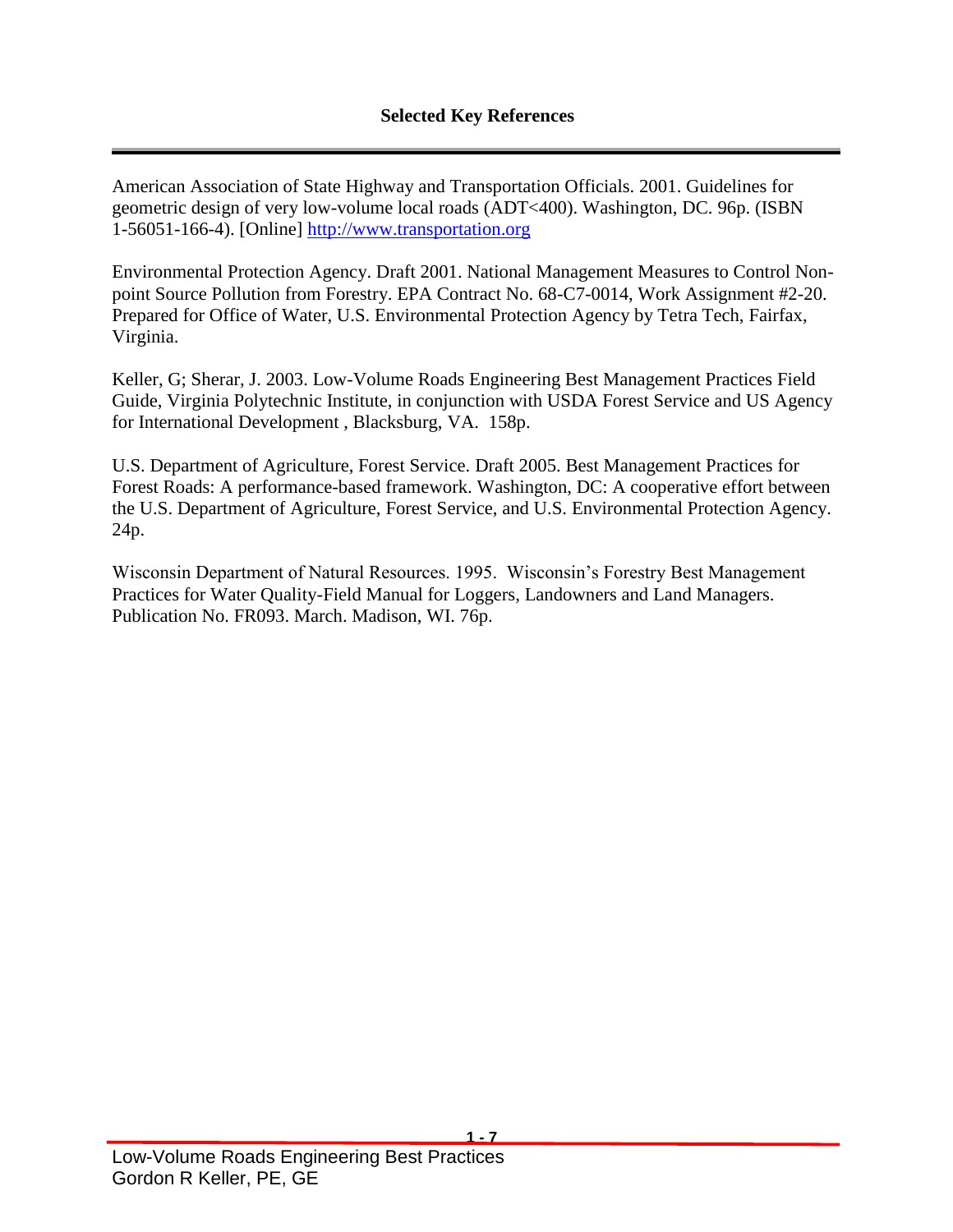## Selected Key References

American Association of State Highway and Transportation Officials. 2001. Guidelines for geometric design of very low-volume local roads (ADT<400). Washington, DC. 96p. (ISBN 1-56051-166-4). [Online] [http://www.transportation.org](http://www.transportation.org)

Environmental Protection Agency. Draft 2001. National Management Measures to Control Non-point Source Pollution from Forestry. EPA Contract No. 68-C7-0014, Work Assignment #2-20. Prepared for Office of Water, U.S. Environmental Protection Agency by Tetra Tech, Fairfax, Virginia.

Keller, G; Sherar, J. 2003. Low-Volume Roads Engineering Best Management Practices Field Guide, Virginia Polytechnic Institute, in conjunction with USDA Forest Service and US Agency for International Development , Blacksburg, VA. 158p.

U.S. Department of Agriculture, Forest Service. Draft 2005. Best Management Practices for Forest Roads: A performance-based framework. Washington, DC: A cooperative effort between the U.S. Department of Agriculture, Forest Service, and U.S. Environmental Protection Agency. 24p.

Wisconsin Department of Natural Resources. 1995. Wisconsin's Forestry Best Management Practices for Water Quality-Field Manual for Loggers, Landowners and Land Managers. Publication No. FR093. March. Madison, WI. 76p.